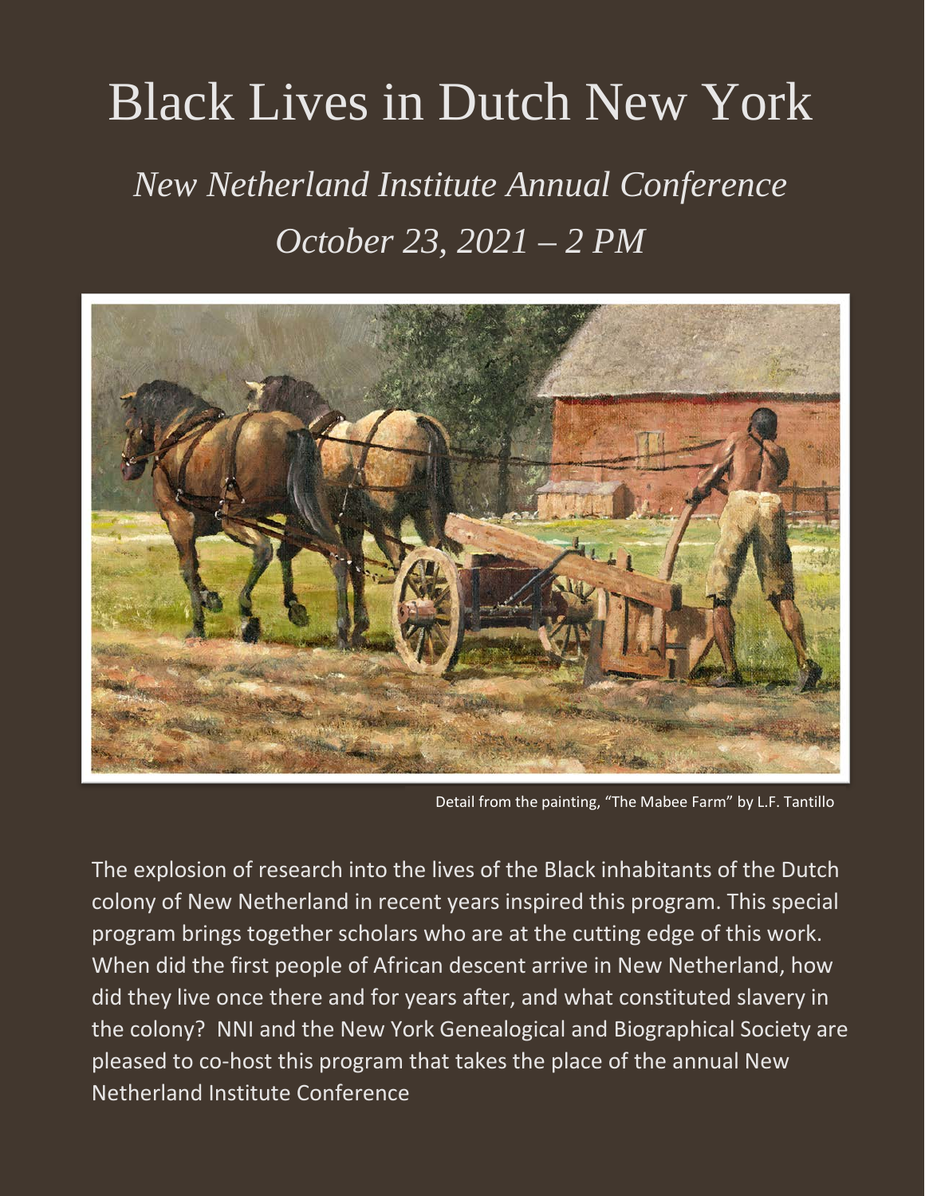# Black Lives in Dutch New York

## *New Netherland Institute Annual Conference*

## *October 23, 2021 – 2 PM*

Detail from the painting, "The Mabee Farm" by L.F. Tantillo

The explosion of research into the lives of the Black inhabitants of the Dutch colony of New Netherland in recent years inspired this program. This special program brings together scholars who are at the cutting edge of this work. When did the first people of African descent arrive in New Netherland, how did they live once there and for years after, and what constituted slavery in the colony? NNI and the New York Genealogical and Biographical Society are pleased to co-host this program that takes the place of the annual New Netherland Institute Conference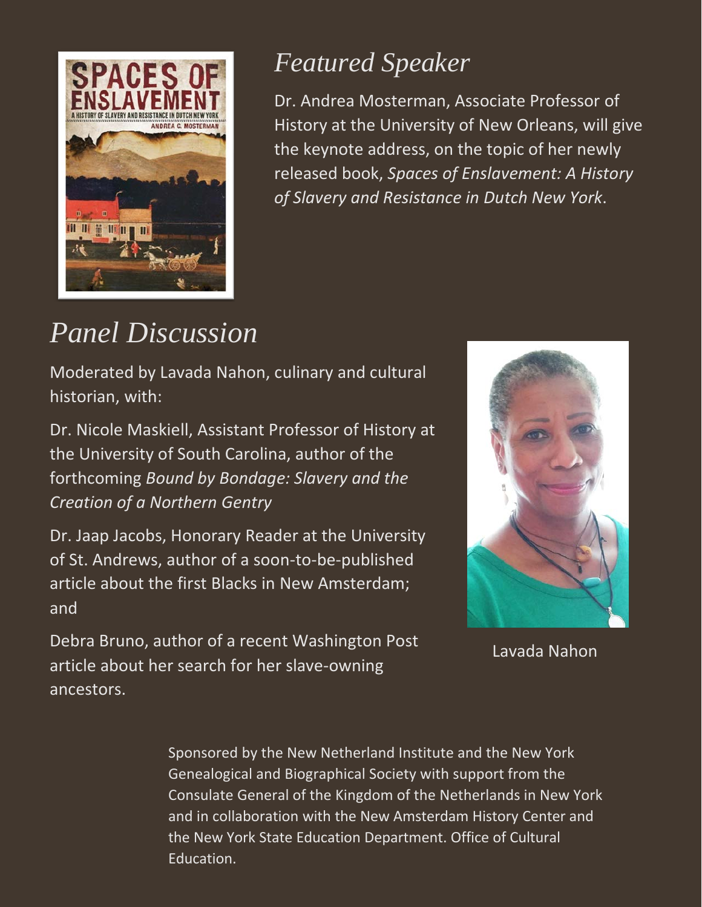## *Featured Speaker*

Dr. Andrea Mosterman, Associate Professor of History at the University of New Orleans, will give the keynote address, on the topic of her newly released book, *Spaces of Enslavement: A History of Slavery and Resistance in Dutch New York*.

## *Panel Discussion*

Moderated by Lavada Nahon, culinary and cultural historian, with:

Dr. Nicole Maskiell, Assistant Professor of History at the University of South Carolina, author of the forthcoming *Bound by Bondage: Slavery and the Creation of a Northern Gentry*

Dr. Jaap Jacobs, Honorary Reader at the University of St. Andrews, author of a soon-to-be-published article about the first Blacks in New Amsterdam; and

Debra Bruno, author of a recent Washington Post article about her search for her slave-owning ancestors.

Lavada Nahon

Sponsored by the New Netherland Institute and the New York Genealogical and Biographical Society with support from the Consulate General of the Kingdom of the Netherlands in New York and in collaboration with the New Amsterdam History Center and the New York State Education Department. Office of Cultural Education.